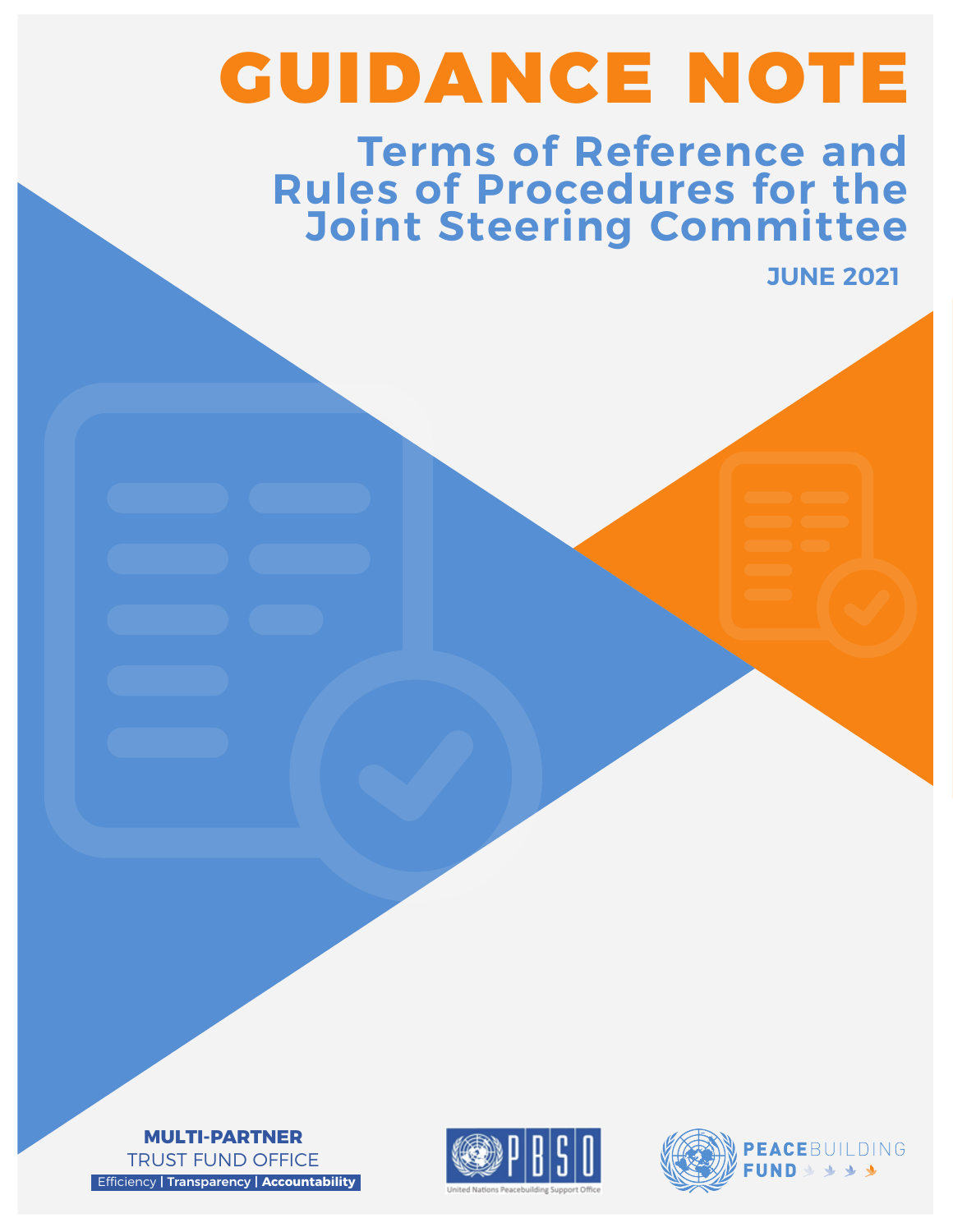# GUIDANCE NOTE

## Terms of Reference and Rules of Procedures for the Joint Steering Committee

**JUNE 2021**

**MULTI-PARTNER**
TRUST FUND OFFICE
Efficiency | **Transparency** | **Accountability**

PBSO
United Nations Peacebuilding Support Office

**PEACE**BUILDING
**FUND**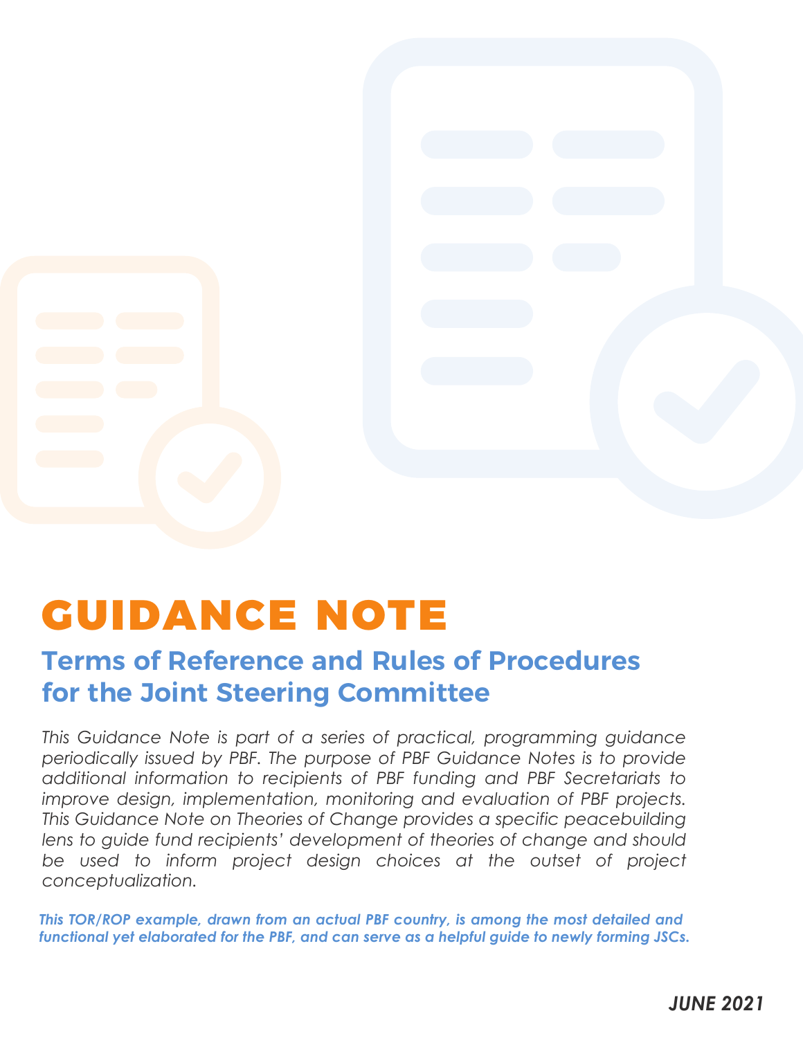# GUIDANCE NOTE

## Terms of Reference and Rules of Procedures for the Joint Steering Committee

*This Guidance Note is part of a series of practical, programming guidance periodically issued by PBF. The purpose of PBF Guidance Notes is to provide additional information to recipients of PBF funding and PBF Secretariats to improve design, implementation, monitoring and evaluation of PBF projects. This Guidance Note on Theories of Change provides a specific peacebuilding lens to guide fund recipients' development of theories of change and should be used to inform project design choices at the outset of project conceptualization.*

***This TOR/ROP example, drawn from an actual PBF country, is among the most detailed and functional yet elaborated for the PBF, and can serve as a helpful guide to newly forming JSCs.***

***JUNE 2021***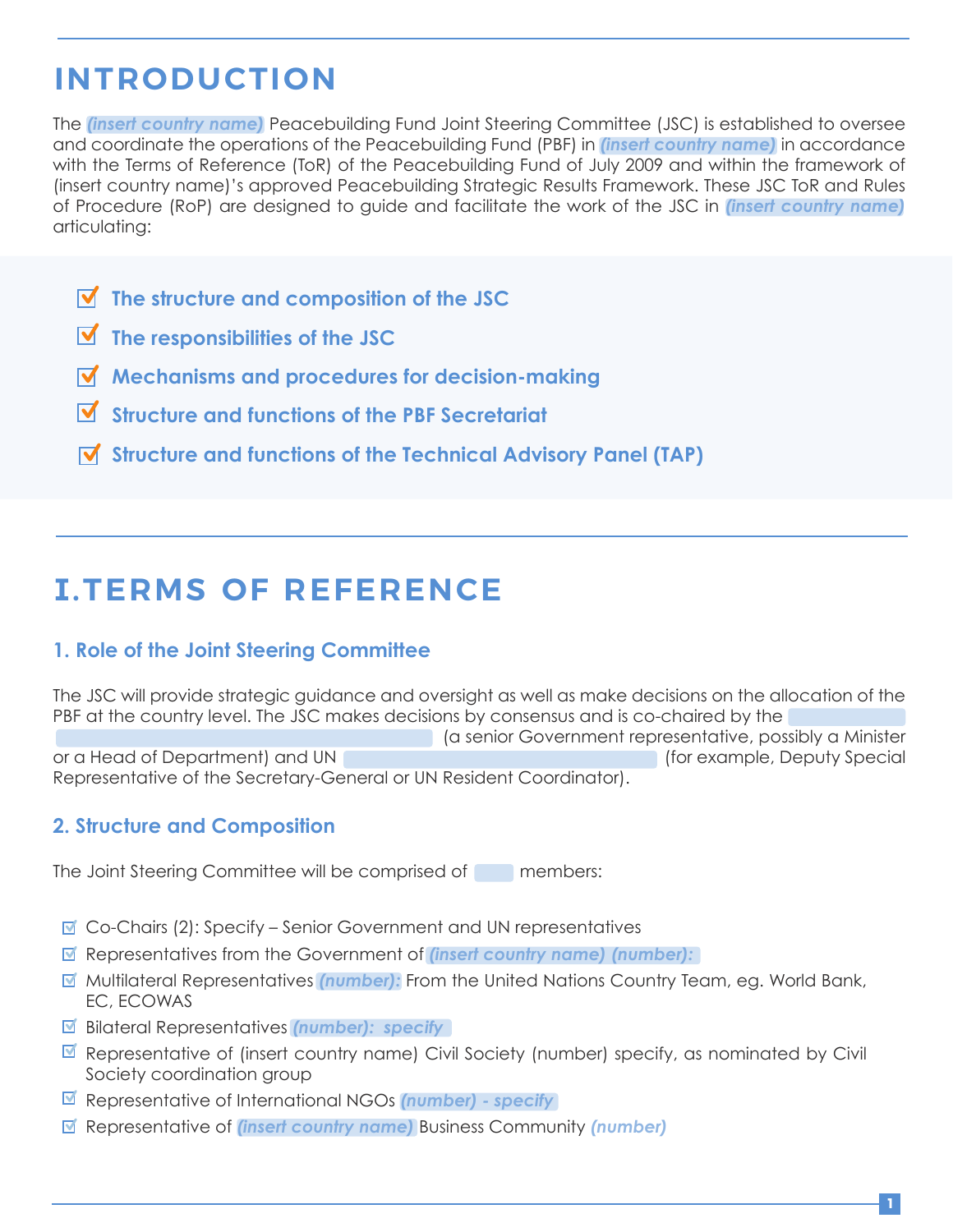# INTRODUCTION

The *(insert country name)* Peacebuilding Fund Joint Steering Committee (JSC) is established to oversee and coordinate the operations of the Peacebuilding Fund (PBF) in *(insert country name)* in accordance with the Terms of Reference (ToR) of the Peacebuilding Fund of July 2009 and within the framework of (insert country name)'s approved Peacebuilding Strategic Results Framework. These JSC ToR and Rules of Procedure (RoP) are designed to guide and facilitate the work of the JSC in *(insert country name)* articulating:

- **The structure and composition of the JSC**
- **The responsibilities of the JSC**
- **Mechanisms and procedures for decision-making**
- **Structure and functions of the PBF Secretariat**
- **Structure and functions of the Technical Advisory Panel (TAP)**

# I.TERMS OF REFERENCE

## 1. Role of the Joint Steering Committee

The JSC will provide strategic guidance and oversight as well as make decisions on the allocation of the PBF at the country level. The JSC makes decisions by consensus and is co-chaired by the ______________ (a senior Government representative, possibly a Minister or a Head of Department) and UN ______________ (for example, Deputy Special Representative of the Secretary-General or UN Resident Coordinator).

## 2. Structure and Composition

The Joint Steering Committee will be comprised of ____ members:

- Co-Chairs (2): Specify – Senior Government and UN representatives
- Representatives from the Government of *(insert country name) (number):*
- Multilateral Representatives *(number):* From the United Nations Country Team, eg. World Bank, EC, ECOWAS
- Bilateral Representatives *(number): specify*
- Representative of (insert country name) Civil Society (number) specify, as nominated by Civil Society coordination group
- Representative of International NGOs *(number) - specify*
- Representative of *(insert country name)* Business Community *(number)*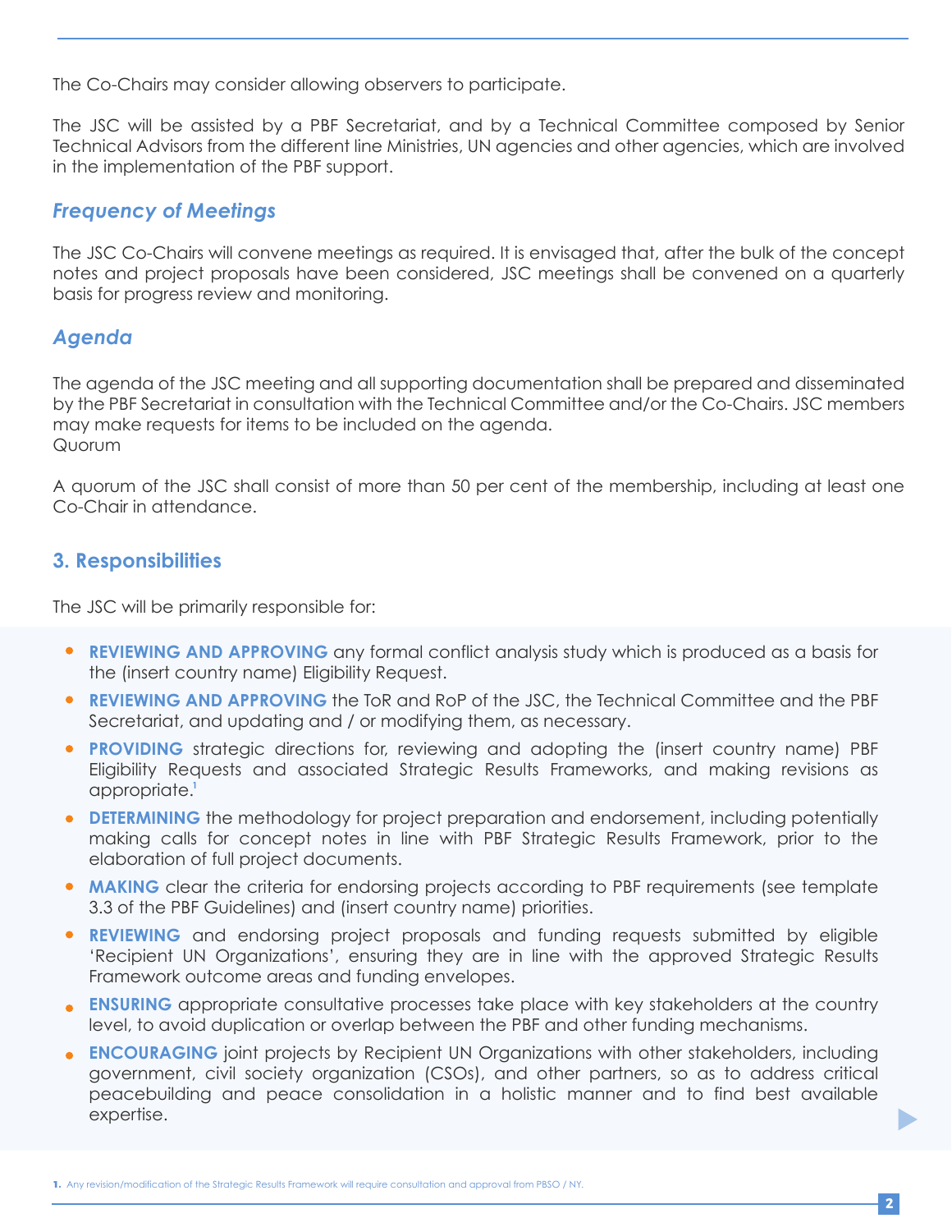The Co-Chairs may consider allowing observers to participate.

The JSC will be assisted by a PBF Secretariat, and by a Technical Committee composed by Senior Technical Advisors from the different line Ministries, UN agencies and other agencies, which are involved in the implementation of the PBF support.

### *Frequency of Meetings*

The JSC Co-Chairs will convene meetings as required. It is envisaged that, after the bulk of the concept notes and project proposals have been considered, JSC meetings shall be convened on a quarterly basis for progress review and monitoring.

### *Agenda*

The agenda of the JSC meeting and all supporting documentation shall be prepared and disseminated by the PBF Secretariat in consultation with the Technical Committee and/or the Co-Chairs. JSC members may make requests for items to be included on the agenda.
Quorum

A quorum of the JSC shall consist of more than 50 per cent of the membership, including at least one Co-Chair in attendance.

## 3. Responsibilities

The JSC will be primarily responsible for:

- **REVIEWING AND APPROVING** any formal conflict analysis study which is produced as a basis for the (insert country name) Eligibility Request.
- **REVIEWING AND APPROVING** the ToR and RoP of the JSC, the Technical Committee and the PBF Secretariat, and updating and / or modifying them, as necessary.
- **PROVIDING** strategic directions for, reviewing and adopting the (insert country name) PBF Eligibility Requests and associated Strategic Results Frameworks, and making revisions as appropriate.[1]
- **DETERMINING** the methodology for project preparation and endorsement, including potentially making calls for concept notes in line with PBF Strategic Results Framework, prior to the elaboration of full project documents.
- **MAKING** clear the criteria for endorsing projects according to PBF requirements (see template 3.3 of the PBF Guidelines) and (insert country name) priorities.
- **REVIEWING** and endorsing project proposals and funding requests submitted by eligible 'Recipient UN Organizations', ensuring they are in line with the approved Strategic Results Framework outcome areas and funding envelopes.
- **ENSURING** appropriate consultative processes take place with key stakeholders at the country level, to avoid duplication or overlap between the PBF and other funding mechanisms.
- **ENCOURAGING** joint projects by Recipient UN Organizations with other stakeholders, including government, civil society organization (CSOs), and other partners, so as to address critical peacebuilding and peace consolidation in a holistic manner and to find best available expertise.

[1] Any revision/modification of the Strategic Results Framework will require consultation and approval from PBSO / NY.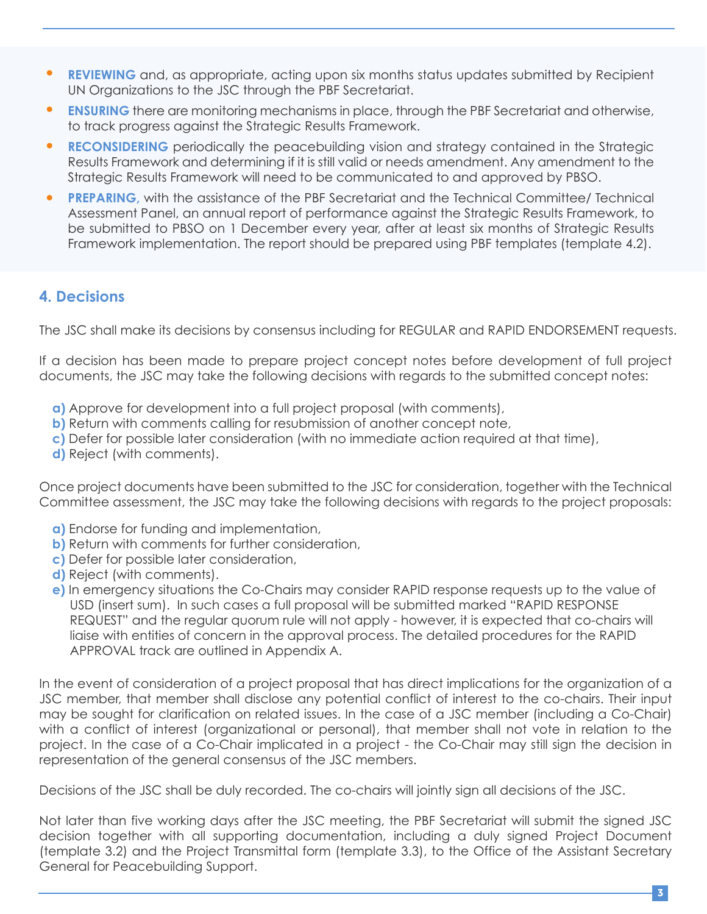- **REVIEWING** and, as appropriate, acting upon six months status updates submitted by Recipient UN Organizations to the JSC through the PBF Secretariat.
- **ENSURING** there are monitoring mechanisms in place, through the PBF Secretariat and otherwise, to track progress against the Strategic Results Framework.
- **RECONSIDERING** periodically the peacebuilding vision and strategy contained in the Strategic Results Framework and determining if it is still valid or needs amendment. Any amendment to the Strategic Results Framework will need to be communicated to and approved by PBSO.
- **PREPARING,** with the assistance of the PBF Secretariat and the Technical Committee/ Technical Assessment Panel, an annual report of performance against the Strategic Results Framework, to be submitted to PBSO on 1 December every year, after at least six months of Strategic Results Framework implementation. The report should be prepared using PBF templates (template 4.2).

## 4. Decisions

The JSC shall make its decisions by consensus including for REGULAR and RAPID ENDORSEMENT requests.

If a decision has been made to prepare project concept notes before development of full project documents, the JSC may take the following decisions with regards to the submitted concept notes:

**a)** Approve for development into a full project proposal (with comments),
**b)** Return with comments calling for resubmission of another concept note,
**c)** Defer for possible later consideration (with no immediate action required at that time),
**d)** Reject (with comments).

Once project documents have been submitted to the JSC for consideration, together with the Technical Committee assessment, the JSC may take the following decisions with regards to the project proposals:

**a)** Endorse for funding and implementation,
**b)** Return with comments for further consideration,
**c)** Defer for possible later consideration,
**d)** Reject (with comments).
**e)** In emergency situations the Co-Chairs may consider RAPID response requests up to the value of USD (insert sum). In such cases a full proposal will be submitted marked "RAPID RESPONSE REQUEST" and the regular quorum rule will not apply - however, it is expected that co-chairs will liaise with entities of concern in the approval process. The detailed procedures for the RAPID APPROVAL track are outlined in Appendix A.

In the event of consideration of a project proposal that has direct implications for the organization of a JSC member, that member shall disclose any potential conflict of interest to the co-chairs. Their input may be sought for clarification on related issues. In the case of a JSC member (including a Co-Chair) with a conflict of interest (organizational or personal), that member shall not vote in relation to the project. In the case of a Co-Chair implicated in a project - the Co-Chair may still sign the decision in representation of the general consensus of the JSC members.

Decisions of the JSC shall be duly recorded. The co-chairs will jointly sign all decisions of the JSC.

Not later than five working days after the JSC meeting, the PBF Secretariat will submit the signed JSC decision together with all supporting documentation, including a duly signed Project Document (template 3.2) and the Project Transmittal form (template 3.3), to the Office of the Assistant Secretary General for Peacebuilding Support.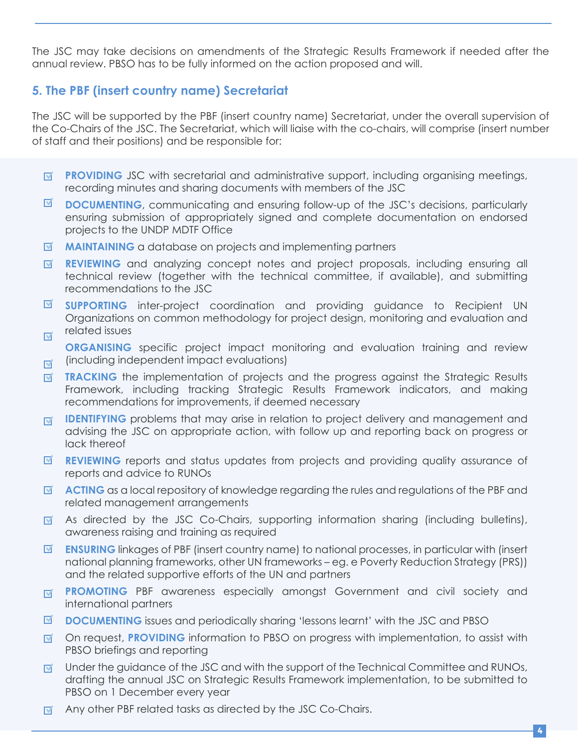The JSC may take decisions on amendments of the Strategic Results Framework if needed after the annual review. PBSO has to be fully informed on the action proposed and will.

## 5. The PBF (insert country name) Secretariat

The JSC will be supported by the PBF (insert country name) Secretariat, under the overall supervision of the Co-Chairs of the JSC. The Secretariat, which will liaise with the co-chairs, will comprise (insert number of staff and their positions) and be responsible for:

- **PROVIDING** JSC with secretarial and administrative support, including organising meetings, recording minutes and sharing documents with members of the JSC
- **DOCUMENTING**, communicating and ensuring follow-up of the JSC's decisions, particularly ensuring submission of appropriately signed and complete documentation on endorsed projects to the UNDP MDTF Office
- **MAINTAINING** a database on projects and implementing partners
- **REVIEWING** and analyzing concept notes and project proposals, including ensuring all technical review (together with the technical committee, if available), and submitting recommendations to the JSC
- **SUPPORTING** inter-project coordination and providing guidance to Recipient UN Organizations on common methodology for project design, monitoring and evaluation and related issues
- **ORGANISING** specific project impact monitoring and evaluation training and review (including independent impact evaluations)
- **TRACKING** the implementation of projects and the progress against the Strategic Results Framework, including tracking Strategic Results Framework indicators, and making recommendations for improvements, if deemed necessary
- **IDENTIFYING** problems that may arise in relation to project delivery and management and advising the JSC on appropriate action, with follow up and reporting back on progress or lack thereof
- **REVIEWING** reports and status updates from projects and providing quality assurance of reports and advice to RUNOs
- **ACTING** as a local repository of knowledge regarding the rules and regulations of the PBF and related management arrangements
- As directed by the JSC Co-Chairs, supporting information sharing (including bulletins), awareness raising and training as required
- **ENSURING** linkages of PBF (insert country name) to national processes, in particular with (insert national planning frameworks, other UN frameworks – eg. e Poverty Reduction Strategy (PRS)) and the related supportive efforts of the UN and partners
- **PROMOTING** PBF awareness especially amongst Government and civil society and international partners
- **DOCUMENTING** issues and periodically sharing 'lessons learnt' with the JSC and PBSO
- On request, **PROVIDING** information to PBSO on progress with implementation, to assist with PBSO briefings and reporting
- Under the guidance of the JSC and with the support of the Technical Committee and RUNOs, drafting the annual JSC on Strategic Results Framework implementation, to be submitted to PBSO on 1 December every year
- Any other PBF related tasks as directed by the JSC Co-Chairs.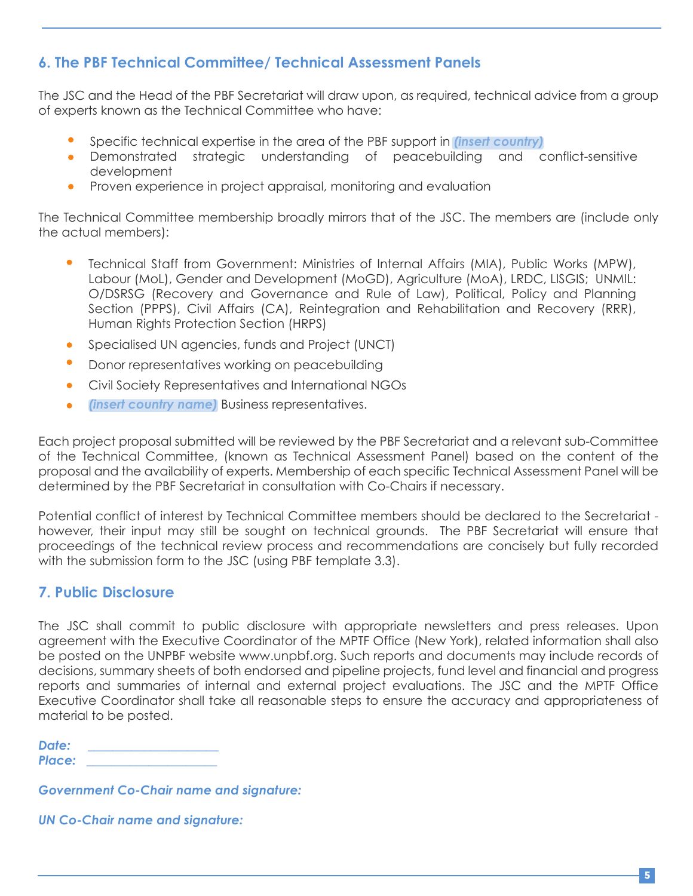## 6. The PBF Technical Committee/ Technical Assessment Panels

The JSC and the Head of the PBF Secretariat will draw upon, as required, technical advice from a group of experts known as the Technical Committee who have:

- Specific technical expertise in the area of the PBF support in ***(insert country)***
- Demonstrated strategic understanding of peacebuilding and conflict-sensitive development
- Proven experience in project appraisal, monitoring and evaluation

The Technical Committee membership broadly mirrors that of the JSC. The members are (include only the actual members):

- Technical Staff from Government: Ministries of Internal Affairs (MIA), Public Works (MPW), Labour (MoL), Gender and Development (MoGD), Agriculture (MoA), LRDC, LISGIS; UNMIL: O/DSRSG (Recovery and Governance and Rule of Law), Political, Policy and Planning Section (PPPS), Civil Affairs (CA), Reintegration and Rehabilitation and Recovery (RRR), Human Rights Protection Section (HRPS)
- Specialised UN agencies, funds and Project (UNCT)
- Donor representatives working on peacebuilding
- Civil Society Representatives and International NGOs
- ***(insert country name)*** Business representatives.

Each project proposal submitted will be reviewed by the PBF Secretariat and a relevant sub-Committee of the Technical Committee, (known as Technical Assessment Panel) based on the content of the proposal and the availability of experts. Membership of each specific Technical Assessment Panel will be determined by the PBF Secretariat in consultation with Co-Chairs if necessary.

Potential conflict of interest by Technical Committee members should be declared to the Secretariat - however, their input may still be sought on technical grounds. The PBF Secretariat will ensure that proceedings of the technical review process and recommendations are concisely but fully recorded with the submission form to the JSC (using PBF template 3.3).

## 7. Public Disclosure

The JSC shall commit to public disclosure with appropriate newsletters and press releases. Upon agreement with the Executive Coordinator of the MPTF Office (New York), related information shall also be posted on the UNPBF website www.unpbf.org. Such reports and documents may include records of decisions, summary sheets of both endorsed and pipeline projects, fund level and financial and progress reports and summaries of internal and external project evaluations. The JSC and the MPTF Office Executive Coordinator shall take all reasonable steps to ensure the accuracy and appropriateness of material to be posted.

***Date:*** ____________________
***Place:*** ____________________

***Government Co-Chair name and signature:***

***UN Co-Chair name and signature:***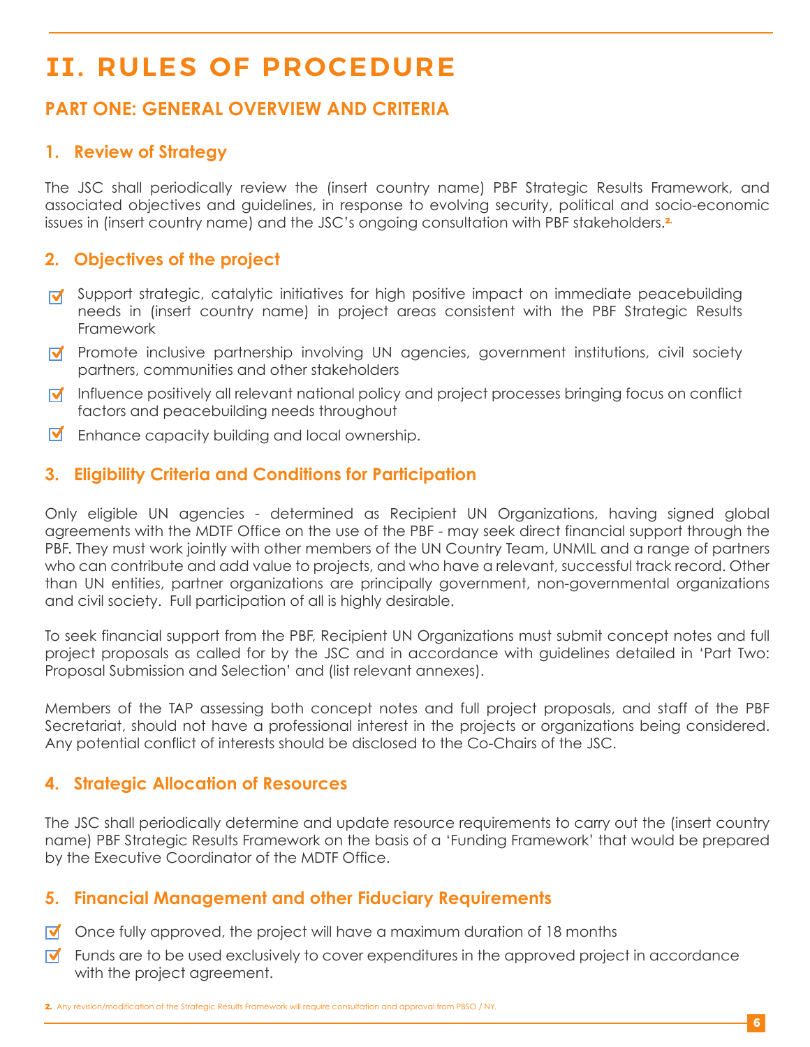# II. RULES OF PROCEDURE

## PART ONE: GENERAL OVERVIEW AND CRITERIA

### 1. Review of Strategy

The JSC shall periodically review the (insert country name) PBF Strategic Results Framework, and associated objectives and guidelines, in response to evolving security, political and socio-economic issues in (insert country name) and the JSC's ongoing consultation with PBF stakeholders.[2]

### 2. Objectives of the project

- Support strategic, catalytic initiatives for high positive impact on immediate peacebuilding needs in (insert country name) in project areas consistent with the PBF Strategic Results Framework
- Promote inclusive partnership involving UN agencies, government institutions, civil society partners, communities and other stakeholders
- Influence positively all relevant national policy and project processes bringing focus on conflict factors and peacebuilding needs throughout
- Enhance capacity building and local ownership.

### 3. Eligibility Criteria and Conditions for Participation

Only eligible UN agencies - determined as Recipient UN Organizations, having signed global agreements with the MDTF Office on the use of the PBF - may seek direct financial support through the PBF. They must work jointly with other members of the UN Country Team, UNMIL and a range of partners who can contribute and add value to projects, and who have a relevant, successful track record. Other than UN entities, partner organizations are principally government, non-governmental organizations and civil society. Full participation of all is highly desirable.

To seek financial support from the PBF, Recipient UN Organizations must submit concept notes and full project proposals as called for by the JSC and in accordance with guidelines detailed in 'Part Two: Proposal Submission and Selection' and (list relevant annexes).

Members of the TAP assessing both concept notes and full project proposals, and staff of the PBF Secretariat, should not have a professional interest in the projects or organizations being considered. Any potential conflict of interests should be disclosed to the Co-Chairs of the JSC.

### 4. Strategic Allocation of Resources

The JSC shall periodically determine and update resource requirements to carry out the (insert country name) PBF Strategic Results Framework on the basis of a 'Funding Framework' that would be prepared by the Executive Coordinator of the MDTF Office.

### 5. Financial Management and other Fiduciary Requirements

- Once fully approved, the project will have a maximum duration of 18 months
- Funds are to be used exclusively to cover expenditures in the approved project in accordance with the project agreement.

[2] Any revision/modification of the Strategic Results Framework will require consultation and approval from PBSO / NY.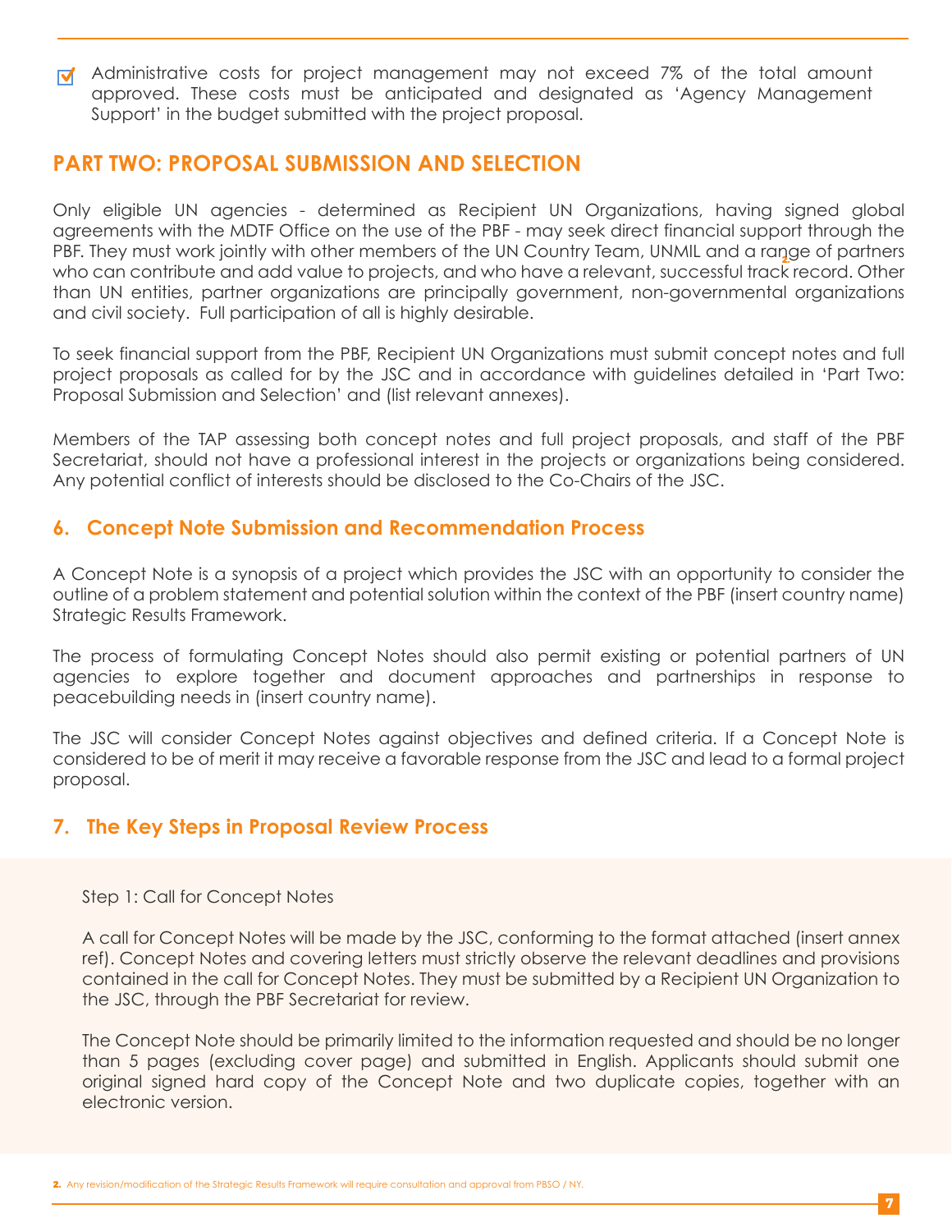- [x] Administrative costs for project management may not exceed 7% of the total amount approved. These costs must be anticipated and designated as 'Agency Management Support' in the budget submitted with the project proposal.

## PART TWO: PROPOSAL SUBMISSION AND SELECTION

Only eligible UN agencies - determined as Recipient UN Organizations, having signed global agreements with the MDTF Office on the use of the PBF - may seek direct financial support through the PBF. They must work jointly with other members of the UN Country Team, UNMIL and a range of partners[2] who can contribute and add value to projects, and who have a relevant, successful track record. Other than UN entities, partner organizations are principally government, non-governmental organizations and civil society. Full participation of all is highly desirable.

To seek financial support from the PBF, Recipient UN Organizations must submit concept notes and full project proposals as called for by the JSC and in accordance with guidelines detailed in 'Part Two: Proposal Submission and Selection' and (list relevant annexes).

Members of the TAP assessing both concept notes and full project proposals, and staff of the PBF Secretariat, should not have a professional interest in the projects or organizations being considered. Any potential conflict of interests should be disclosed to the Co-Chairs of the JSC.

### 6. Concept Note Submission and Recommendation Process

A Concept Note is a synopsis of a project which provides the JSC with an opportunity to consider the outline of a problem statement and potential solution within the context of the PBF (insert country name) Strategic Results Framework.

The process of formulating Concept Notes should also permit existing or potential partners of UN agencies to explore together and document approaches and partnerships in response to peacebuilding needs in (insert country name).

The JSC will consider Concept Notes against objectives and defined criteria. If a Concept Note is considered to be of merit it may receive a favorable response from the JSC and lead to a formal project proposal.

### 7. The Key Steps in Proposal Review Process

Step 1: Call for Concept Notes

A call for Concept Notes will be made by the JSC, conforming to the format attached (insert annex ref). Concept Notes and covering letters must strictly observe the relevant deadlines and provisions contained in the call for Concept Notes. They must be submitted by a Recipient UN Organization to the JSC, through the PBF Secretariat for review.

The Concept Note should be primarily limited to the information requested and should be no longer than 5 pages (excluding cover page) and submitted in English. Applicants should submit one original signed hard copy of the Concept Note and two duplicate copies, together with an electronic version.

[2] Any revision/modification of the Strategic Results Framework will require consultation and approval from PBSO / NY.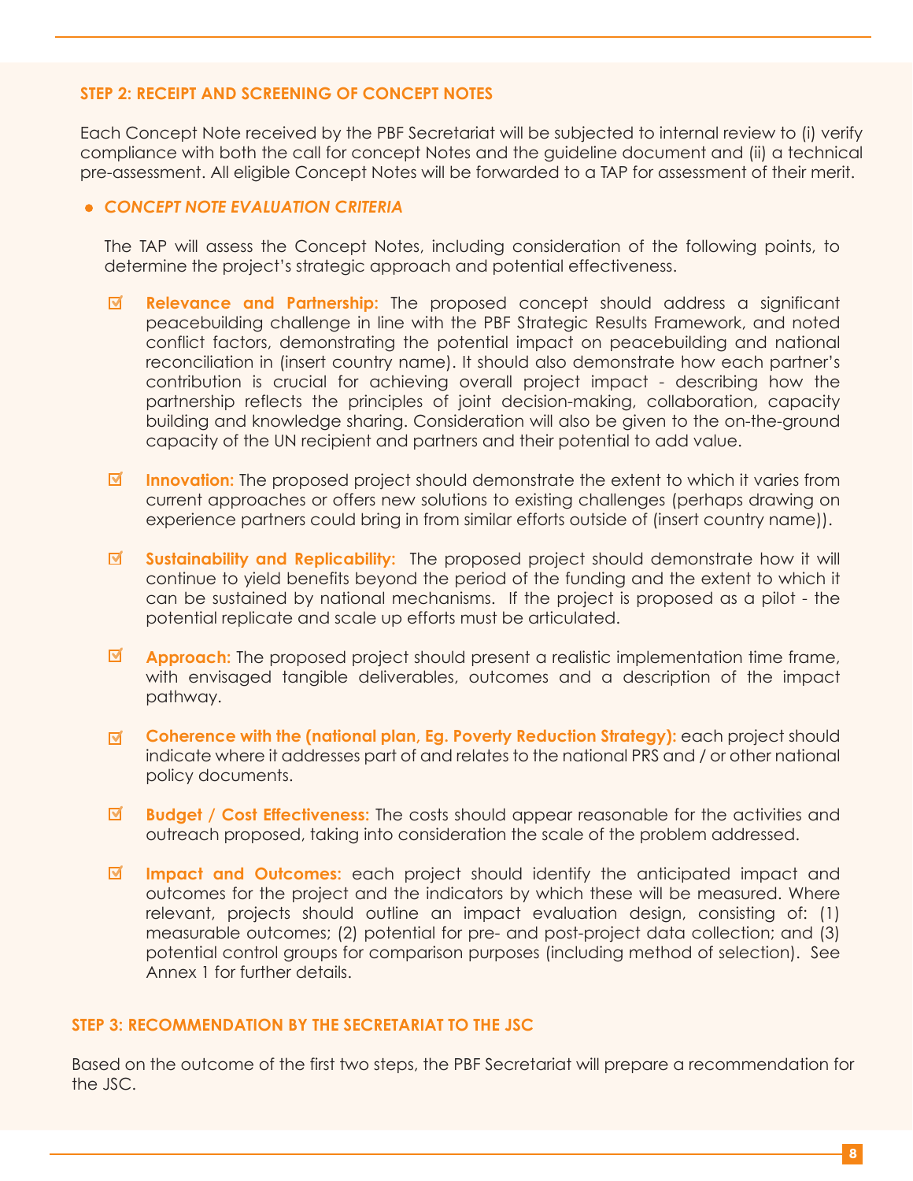### STEP 2: RECEIPT AND SCREENING OF CONCEPT NOTES

Each Concept Note received by the PBF Secretariat will be subjected to internal review to (i) verify compliance with both the call for concept Notes and the guideline document and (ii) a technical pre-assessment. All eligible Concept Notes will be forwarded to a TAP for assessment of their merit.

- ***CONCEPT NOTE EVALUATION CRITERIA***

  The TAP will assess the Concept Notes, including consideration of the following points, to determine the project's strategic approach and potential effectiveness.

  - ☑ **Relevance and Partnership:** The proposed concept should address a significant peacebuilding challenge in line with the PBF Strategic Results Framework, and noted conflict factors, demonstrating the potential impact on peacebuilding and national reconciliation in (insert country name). It should also demonstrate how each partner's contribution is crucial for achieving overall project impact - describing how the partnership reflects the principles of joint decision-making, collaboration, capacity building and knowledge sharing. Consideration will also be given to the on-the-ground capacity of the UN recipient and partners and their potential to add value.

  - ☑ **Innovation:** The proposed project should demonstrate the extent to which it varies from current approaches or offers new solutions to existing challenges (perhaps drawing on experience partners could bring in from similar efforts outside of (insert country name)).

  - ☑ **Sustainability and Replicability:** The proposed project should demonstrate how it will continue to yield benefits beyond the period of the funding and the extent to which it can be sustained by national mechanisms. If the project is proposed as a pilot - the potential replicate and scale up efforts must be articulated.

  - ☑ **Approach:** The proposed project should present a realistic implementation time frame, with envisaged tangible deliverables, outcomes and a description of the impact pathway.

  - ☑ **Coherence with the (national plan, Eg. Poverty Reduction Strategy):** each project should indicate where it addresses part of and relates to the national PRS and / or other national policy documents.

  - ☑ **Budget / Cost Effectiveness:** The costs should appear reasonable for the activities and outreach proposed, taking into consideration the scale of the problem addressed.

  - ☑ **Impact and Outcomes:** each project should identify the anticipated impact and outcomes for the project and the indicators by which these will be measured. Where relevant, projects should outline an impact evaluation design, consisting of: (1) measurable outcomes; (2) potential for pre- and post-project data collection; and (3) potential control groups for comparison purposes (including method of selection). See Annex 1 for further details.

### STEP 3: RECOMMENDATION BY THE SECRETARIAT TO THE JSC

Based on the outcome of the first two steps, the PBF Secretariat will prepare a recommendation for the JSC.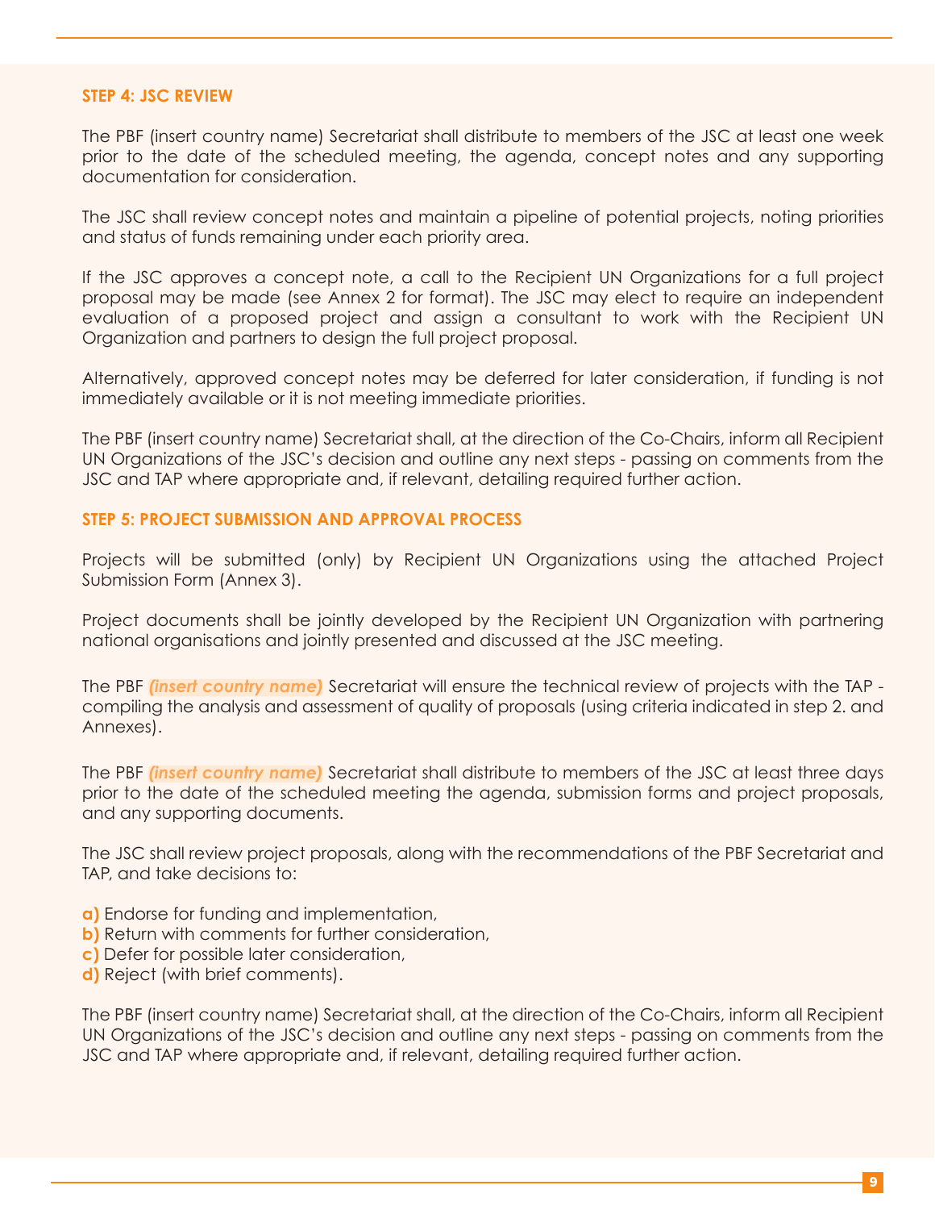### STEP 4: JSC REVIEW

The PBF (insert country name) Secretariat shall distribute to members of the JSC at least one week prior to the date of the scheduled meeting, the agenda, concept notes and any supporting documentation for consideration.

The JSC shall review concept notes and maintain a pipeline of potential projects, noting priorities and status of funds remaining under each priority area.

If the JSC approves a concept note, a call to the Recipient UN Organizations for a full project proposal may be made (see Annex 2 for format). The JSC may elect to require an independent evaluation of a proposed project and assign a consultant to work with the Recipient UN Organization and partners to design the full project proposal.

Alternatively, approved concept notes may be deferred for later consideration, if funding is not immediately available or it is not meeting immediate priorities.

The PBF (insert country name) Secretariat shall, at the direction of the Co-Chairs, inform all Recipient UN Organizations of the JSC's decision and outline any next steps - passing on comments from the JSC and TAP where appropriate and, if relevant, detailing required further action.

### STEP 5: PROJECT SUBMISSION AND APPROVAL PROCESS

Projects will be submitted (only) by Recipient UN Organizations using the attached Project Submission Form (Annex 3).

Project documents shall be jointly developed by the Recipient UN Organization with partnering national organisations and jointly presented and discussed at the JSC meeting.

The PBF ***(insert country name)*** Secretariat will ensure the technical review of projects with the TAP - compiling the analysis and assessment of quality of proposals (using criteria indicated in step 2. and Annexes).

The PBF ***(insert country name)*** Secretariat shall distribute to members of the JSC at least three days prior to the date of the scheduled meeting the agenda, submission forms and project proposals, and any supporting documents.

The JSC shall review project proposals, along with the recommendations of the PBF Secretariat and TAP, and take decisions to:

**a)** Endorse for funding and implementation,
**b)** Return with comments for further consideration,
**c)** Defer for possible later consideration,
**d)** Reject (with brief comments).

The PBF (insert country name) Secretariat shall, at the direction of the Co-Chairs, inform all Recipient UN Organizations of the JSC's decision and outline any next steps - passing on comments from the JSC and TAP where appropriate and, if relevant, detailing required further action.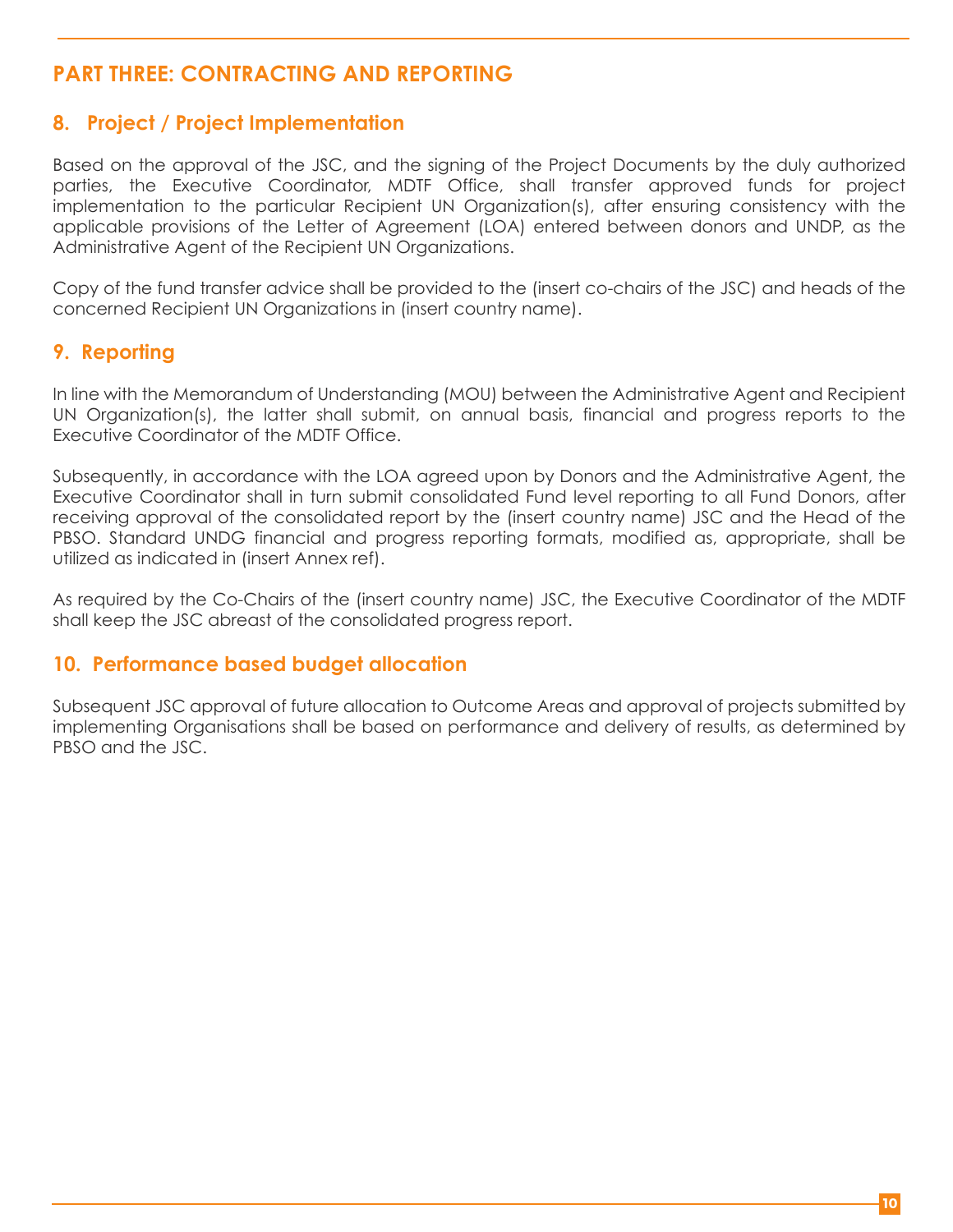# PART THREE: CONTRACTING AND REPORTING

## 8. Project / Project Implementation

Based on the approval of the JSC, and the signing of the Project Documents by the duly authorized parties, the Executive Coordinator, MDTF Office, shall transfer approved funds for project implementation to the particular Recipient UN Organization(s), after ensuring consistency with the applicable provisions of the Letter of Agreement (LOA) entered between donors and UNDP, as the Administrative Agent of the Recipient UN Organizations.

Copy of the fund transfer advice shall be provided to the (insert co-chairs of the JSC) and heads of the concerned Recipient UN Organizations in (insert country name).

## 9. Reporting

In line with the Memorandum of Understanding (MOU) between the Administrative Agent and Recipient UN Organization(s), the latter shall submit, on annual basis, financial and progress reports to the Executive Coordinator of the MDTF Office.

Subsequently, in accordance with the LOA agreed upon by Donors and the Administrative Agent, the Executive Coordinator shall in turn submit consolidated Fund level reporting to all Fund Donors, after receiving approval of the consolidated report by the (insert country name) JSC and the Head of the PBSO. Standard UNDG financial and progress reporting formats, modified as, appropriate, shall be utilized as indicated in (insert Annex ref).

As required by the Co-Chairs of the (insert country name) JSC, the Executive Coordinator of the MDTF shall keep the JSC abreast of the consolidated progress report.

## 10. Performance based budget allocation

Subsequent JSC approval of future allocation to Outcome Areas and approval of projects submitted by implementing Organisations shall be based on performance and delivery of results, as determined by PBSO and the JSC.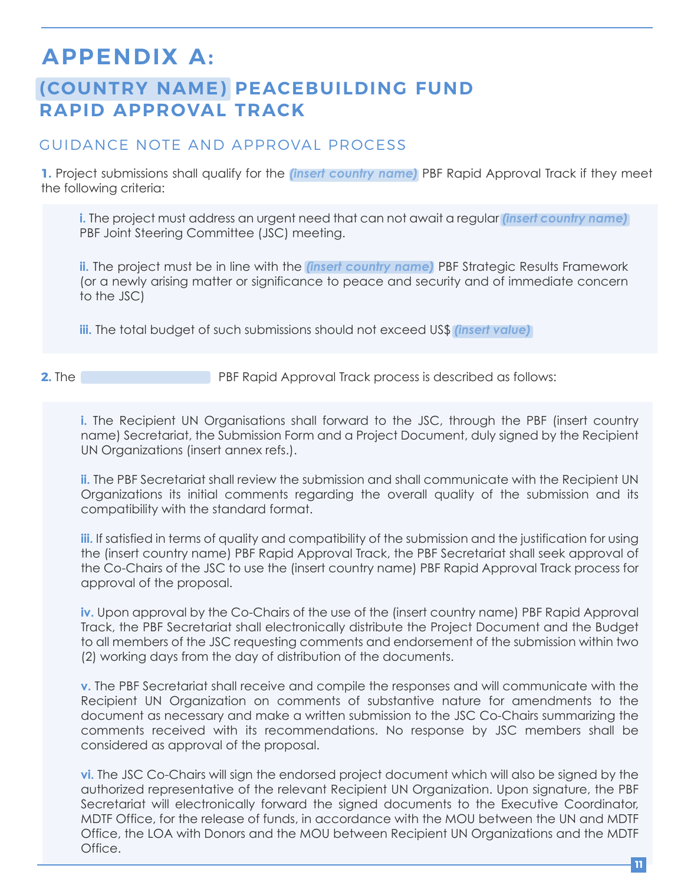# APPENDIX A:

## (COUNTRY NAME) PEACEBUILDING FUND RAPID APPROVAL TRACK

### GUIDANCE NOTE AND APPROVAL PROCESS

**1.** Project submissions shall qualify for the ***(insert country name)*** PBF Rapid Approval Track if they meet the following criteria:

> **i.** The project must address an urgent need that can not await a regular ***(insert country name)*** PBF Joint Steering Committee (JSC) meeting.
>
> **ii.** The project must be in line with the ***(insert country name)*** PBF Strategic Results Framework (or a newly arising matter or significance to peace and security and of immediate concern to the JSC)
>
> **iii.** The total budget of such submissions should not exceed US$ ***(insert value)***

**2.** The PBF Rapid Approval Track process is described as follows:

> **i.** The Recipient UN Organisations shall forward to the JSC, through the PBF (insert country name) Secretariat, the Submission Form and a Project Document, duly signed by the Recipient UN Organizations (insert annex refs.).
>
> **ii.** The PBF Secretariat shall review the submission and shall communicate with the Recipient UN Organizations its initial comments regarding the overall quality of the submission and its compatibility with the standard format.
>
> **iii.** If satisfied in terms of quality and compatibility of the submission and the justification for using the (insert country name) PBF Rapid Approval Track, the PBF Secretariat shall seek approval of the Co-Chairs of the JSC to use the (insert country name) PBF Rapid Approval Track process for approval of the proposal.
>
> **iv.** Upon approval by the Co-Chairs of the use of the (insert country name) PBF Rapid Approval Track, the PBF Secretariat shall electronically distribute the Project Document and the Budget to all members of the JSC requesting comments and endorsement of the submission within two (2) working days from the day of distribution of the documents.
>
> **v.** The PBF Secretariat shall receive and compile the responses and will communicate with the Recipient UN Organization on comments of substantive nature for amendments to the document as necessary and make a written submission to the JSC Co-Chairs summarizing the comments received with its recommendations. No response by JSC members shall be considered as approval of the proposal.
>
> **vi.** The JSC Co-Chairs will sign the endorsed project document which will also be signed by the authorized representative of the relevant Recipient UN Organization. Upon signature, the PBF Secretariat will electronically forward the signed documents to the Executive Coordinator, MDTF Office, for the release of funds, in accordance with the MOU between the UN and MDTF Office, the LOA with Donors and the MOU between Recipient UN Organizations and the MDTF Office.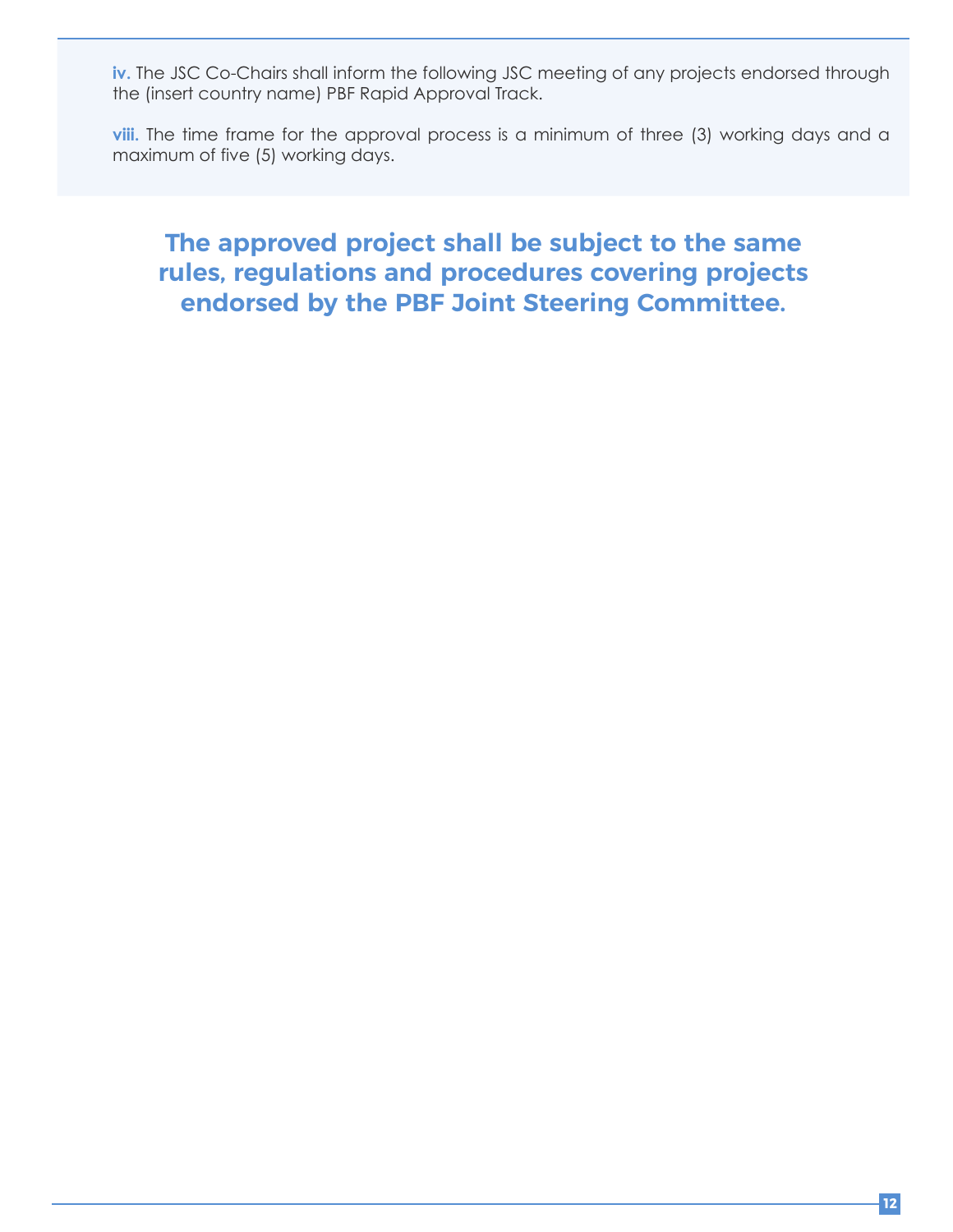**iv.** The JSC Co-Chairs shall inform the following JSC meeting of any projects endorsed through the (insert country name) PBF Rapid Approval Track.

**viii.** The time frame for the approval process is a minimum of three (3) working days and a maximum of five (5) working days.

**The approved project shall be subject to the same rules, regulations and procedures covering projects endorsed by the PBF Joint Steering Committee.**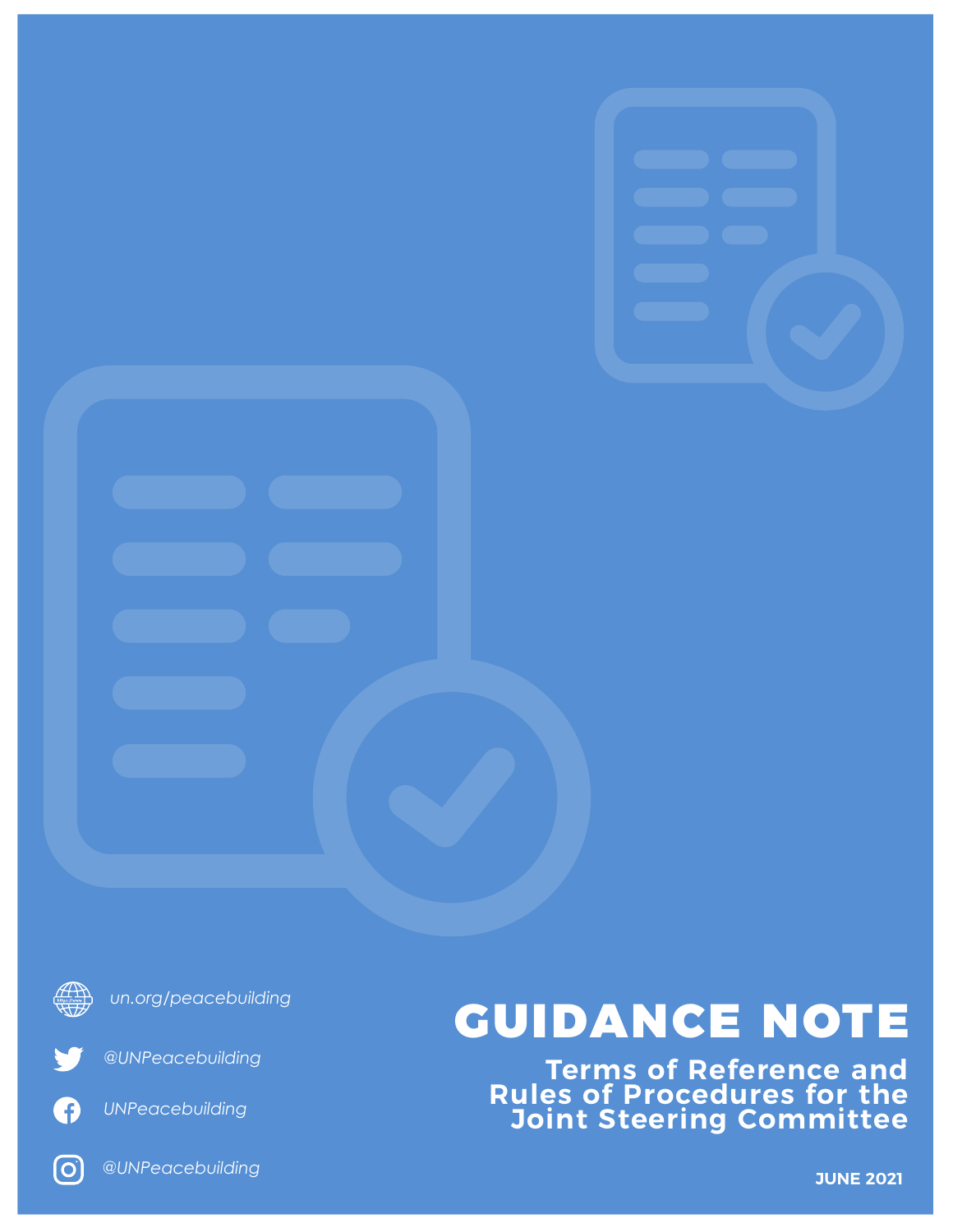un.org/peacebuilding

@UNPeacebuilding

UNPeacebuilding

@UNPeacebuilding

# GUIDANCE NOTE

## Terms of Reference and Rules of Procedures for the Joint Steering Committee

**JUNE 2021**